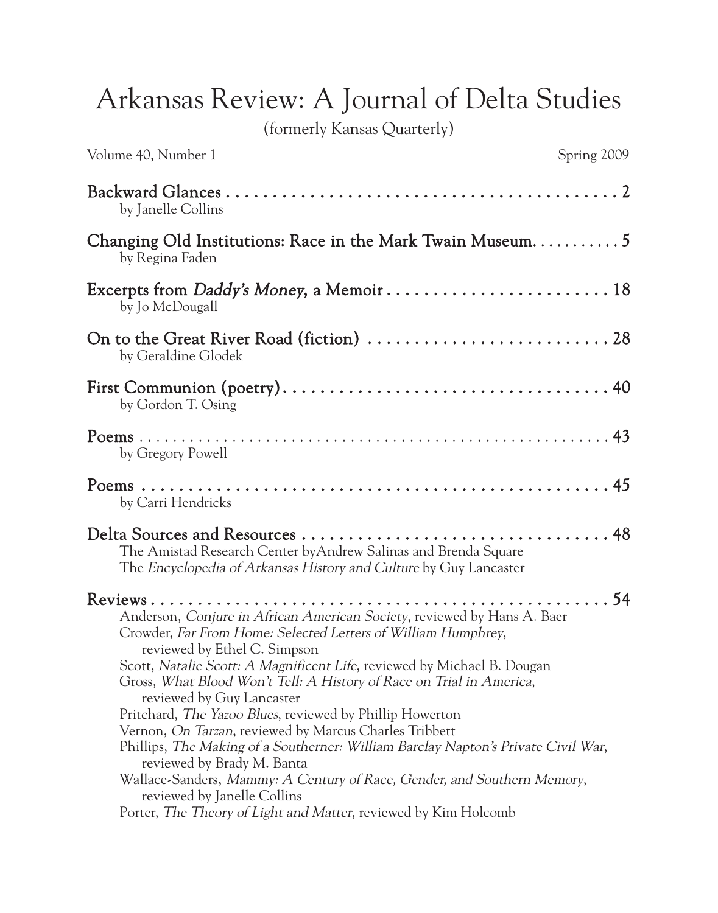# Arkansas Review: A Journal of Delta Studies

(formerly Kansas Quarterly)

Volume 40, Number 1 Spring 2009

**Backward Glances** . . . . . . . . . . . . . . . . . . . . . . . . . . . . . . . . . . . . . . . . . . . . . 2
by Janelle Collins

**Changing Old Institutions: Race in the Mark Twain Museum** . . . . . . . . . . . 5
by Regina Faden

**Excerpts from *Daddy's Money*, a Memoir** . . . . . . . . . . . . . . . . . . . . . . . . . 18
by Jo McDougall

**On to the Great River Road (fiction)** . . . . . . . . . . . . . . . . . . . . . . . . . . . 28
by Geraldine Glodek

**First Communion (poetry)** . . . . . . . . . . . . . . . . . . . . . . . . . . . . . . . . . . . . 40
by Gordon T. Osing

**Poems** . . . . . . . . . . . . . . . . . . . . . . . . . . . . . . . . . . . . . . . . . . . . . . . . . . . 43
by Gregory Powell

**Poems** . . . . . . . . . . . . . . . . . . . . . . . . . . . . . . . . . . . . . . . . . . . . . . . . . . . 45
by Carri Hendricks

**Delta Sources and Resources** . . . . . . . . . . . . . . . . . . . . . . . . . . . . . . . . . . 48
The Amistad Research Center byAndrew Salinas and Brenda Square
The *Encyclopedia of Arkansas History and Culture* by Guy Lancaster

**Reviews** . . . . . . . . . . . . . . . . . . . . . . . . . . . . . . . . . . . . . . . . . . . . . . . . . . 54
Anderson, *Conjure in African American Society*, reviewed by Hans A. Baer
Crowder, *Far From Home: Selected Letters of William Humphrey*, reviewed by Ethel C. Simpson
Scott, *Natalie Scott: A Magnificent Life*, reviewed by Michael B. Dougan
Gross, *What Blood Won't Tell: A History of Race on Trial in America*, reviewed by Guy Lancaster
Pritchard, *The Yazoo Blues*, reviewed by Phillip Howerton
Vernon, *On Tarzan*, reviewed by Marcus Charles Tribbett
Phillips, *The Making of a Southerner: William Barclay Napton's Private Civil War*, reviewed by Brady M. Banta
Wallace-Sanders, *Mammy: A Century of Race, Gender, and Southern Memory*, reviewed by Janelle Collins
Porter, *The Theory of Light and Matter*, reviewed by Kim Holcomb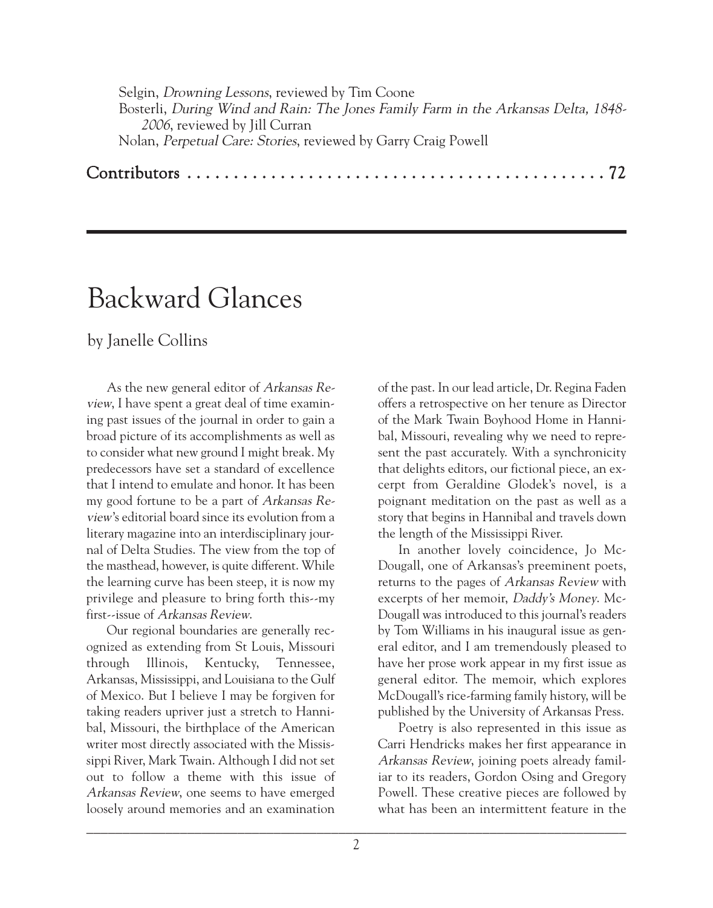Selgin, *Drowning Lessons*, reviewed by Tim Coone
Bosterli, *During Wind and Rain: The Jones Family Farm in the Arkansas Delta, 1848-2006*, reviewed by Jill Curran
Nolan, *Perpetual Care: Stories*, reviewed by Garry Craig Powell

**Contributors** . . . . . . . . . . . . . . . . . . . . . . . . . . . . . . . . . . . . . . . . . . . . 72

---

# Backward Glances

by Janelle Collins

As the new general editor of *Arkansas Review*, I have spent a great deal of time examining past issues of the journal in order to gain a broad picture of its accomplishments as well as to consider what new ground I might break. My predecessors have set a standard of excellence that I intend to emulate and honor. It has been my good fortune to be a part of *Arkansas Review*'s editorial board since its evolution from a literary magazine into an interdisciplinary journal of Delta Studies. The view from the top of the masthead, however, is quite different. While the learning curve has been steep, it is now my privilege and pleasure to bring forth this--my first--issue of *Arkansas Review*.

Our regional boundaries are generally recognized as extending from St Louis, Missouri through Illinois, Kentucky, Tennessee, Arkansas, Mississippi, and Louisiana to the Gulf of Mexico. But I believe I may be forgiven for taking readers upriver just a stretch to Hannibal, Missouri, the birthplace of the American writer most directly associated with the Mississippi River, Mark Twain. Although I did not set out to follow a theme with this issue of *Arkansas Review*, one seems to have emerged loosely around memories and an examination of the past. In our lead article, Dr. Regina Faden offers a retrospective on her tenure as Director of the Mark Twain Boyhood Home in Hannibal, Missouri, revealing why we need to represent the past accurately. With a synchronicity that delights editors, our fictional piece, an excerpt from Geraldine Glodek's novel, is a poignant meditation on the past as well as a story that begins in Hannibal and travels down the length of the Mississippi River.

In another lovely coincidence, Jo McDougall, one of Arkansas's preeminent poets, returns to the pages of *Arkansas Review* with excerpts of her memoir, *Daddy's Money*. McDougall was introduced to this journal's readers by Tom Williams in his inaugural issue as general editor, and I am tremendously pleased to have her prose work appear in my first issue as general editor. The memoir, which explores McDougall's rice-farming family history, will be published by the University of Arkansas Press.

Poetry is also represented in this issue as Carri Hendricks makes her first appearance in *Arkansas Review*, joining poets already familiar to its readers, Gordon Osing and Gregory Powell. These creative pieces are followed by what has been an intermittent feature in the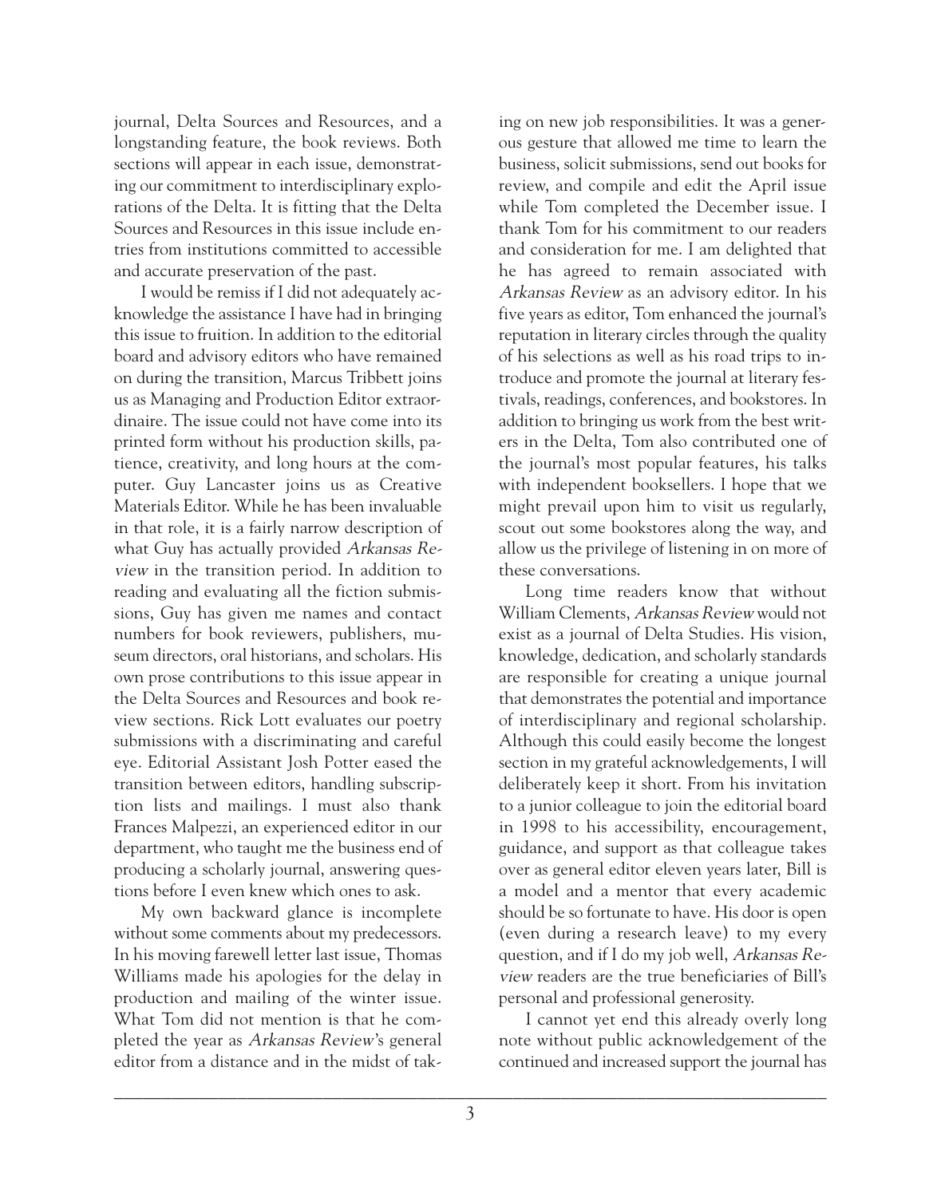journal, Delta Sources and Resources, and a longstanding feature, the book reviews. Both sections will appear in each issue, demonstrating our commitment to interdisciplinary explorations of the Delta. It is fitting that the Delta Sources and Resources in this issue include entries from institutions committed to accessible and accurate preservation of the past.

I would be remiss if I did not adequately acknowledge the assistance I have had in bringing this issue to fruition. In addition to the editorial board and advisory editors who have remained on during the transition, Marcus Tribbett joins us as Managing and Production Editor extraordinaire. The issue could not have come into its printed form without his production skills, patience, creativity, and long hours at the computer. Guy Lancaster joins us as Creative Materials Editor. While he has been invaluable in that role, it is a fairly narrow description of what Guy has actually provided *Arkansas Review* in the transition period. In addition to reading and evaluating all the fiction submissions, Guy has given me names and contact numbers for book reviewers, publishers, museum directors, oral historians, and scholars. His own prose contributions to this issue appear in the Delta Sources and Resources and book review sections. Rick Lott evaluates our poetry submissions with a discriminating and careful eye. Editorial Assistant Josh Potter eased the transition between editors, handling subscription lists and mailings. I must also thank Frances Malpezzi, an experienced editor in our department, who taught me the business end of producing a scholarly journal, answering questions before I even knew which ones to ask.

My own backward glance is incomplete without some comments about my predecessors. In his moving farewell letter last issue, Thomas Williams made his apologies for the delay in production and mailing of the winter issue. What Tom did not mention is that he completed the year as *Arkansas Review*'s general editor from a distance and in the midst of taking on new job responsibilities. It was a generous gesture that allowed me time to learn the business, solicit submissions, send out books for review, and compile and edit the April issue while Tom completed the December issue. I thank Tom for his commitment to our readers and consideration for me. I am delighted that he has agreed to remain associated with *Arkansas Review* as an advisory editor. In his five years as editor, Tom enhanced the journal's reputation in literary circles through the quality of his selections as well as his road trips to introduce and promote the journal at literary festivals, readings, conferences, and bookstores. In addition to bringing us work from the best writers in the Delta, Tom also contributed one of the journal's most popular features, his talks with independent booksellers. I hope that we might prevail upon him to visit us regularly, scout out some bookstores along the way, and allow us the privilege of listening in on more of these conversations.

Long time readers know that without William Clements, *Arkansas Review* would not exist as a journal of Delta Studies. His vision, knowledge, dedication, and scholarly standards are responsible for creating a unique journal that demonstrates the potential and importance of interdisciplinary and regional scholarship. Although this could easily become the longest section in my grateful acknowledgements, I will deliberately keep it short. From his invitation to a junior colleague to join the editorial board in 1998 to his accessibility, encouragement, guidance, and support as that colleague takes over as general editor eleven years later, Bill is a model and a mentor that every academic should be so fortunate to have. His door is open (even during a research leave) to my every question, and if I do my job well, *Arkansas Review* readers are the true beneficiaries of Bill's personal and professional generosity.

I cannot yet end this already overly long note without public acknowledgement of the continued and increased support the journal has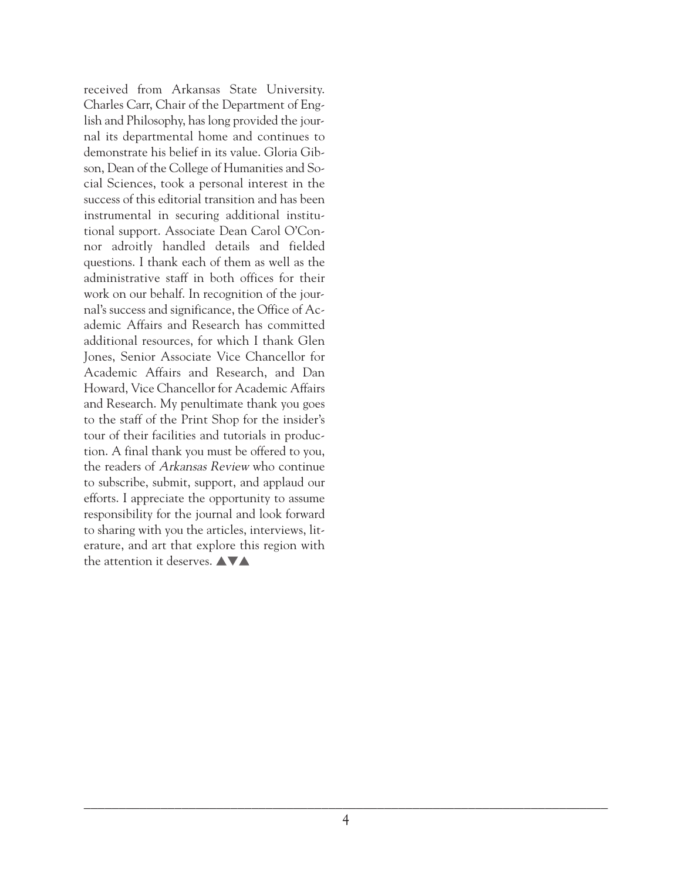received from Arkansas State University. Charles Carr, Chair of the Department of English and Philosophy, has long provided the journal its departmental home and continues to demonstrate his belief in its value. Gloria Gibson, Dean of the College of Humanities and Social Sciences, took a personal interest in the success of this editorial transition and has been instrumental in securing additional institutional support. Associate Dean Carol O'Connor adroitly handled details and fielded questions. I thank each of them as well as the administrative staff in both offices for their work on our behalf. In recognition of the journal's success and significance, the Office of Academic Affairs and Research has committed additional resources, for which I thank Glen Jones, Senior Associate Vice Chancellor for Academic Affairs and Research, and Dan Howard, Vice Chancellor for Academic Affairs and Research. My penultimate thank you goes to the staff of the Print Shop for the insider's tour of their facilities and tutorials in production. A final thank you must be offered to you, the readers of *Arkansas Review* who continue to subscribe, submit, support, and applaud our efforts. I appreciate the opportunity to assume responsibility for the journal and look forward to sharing with you the articles, interviews, literature, and art that explore this region with the attention it deserves. ▲▼▲